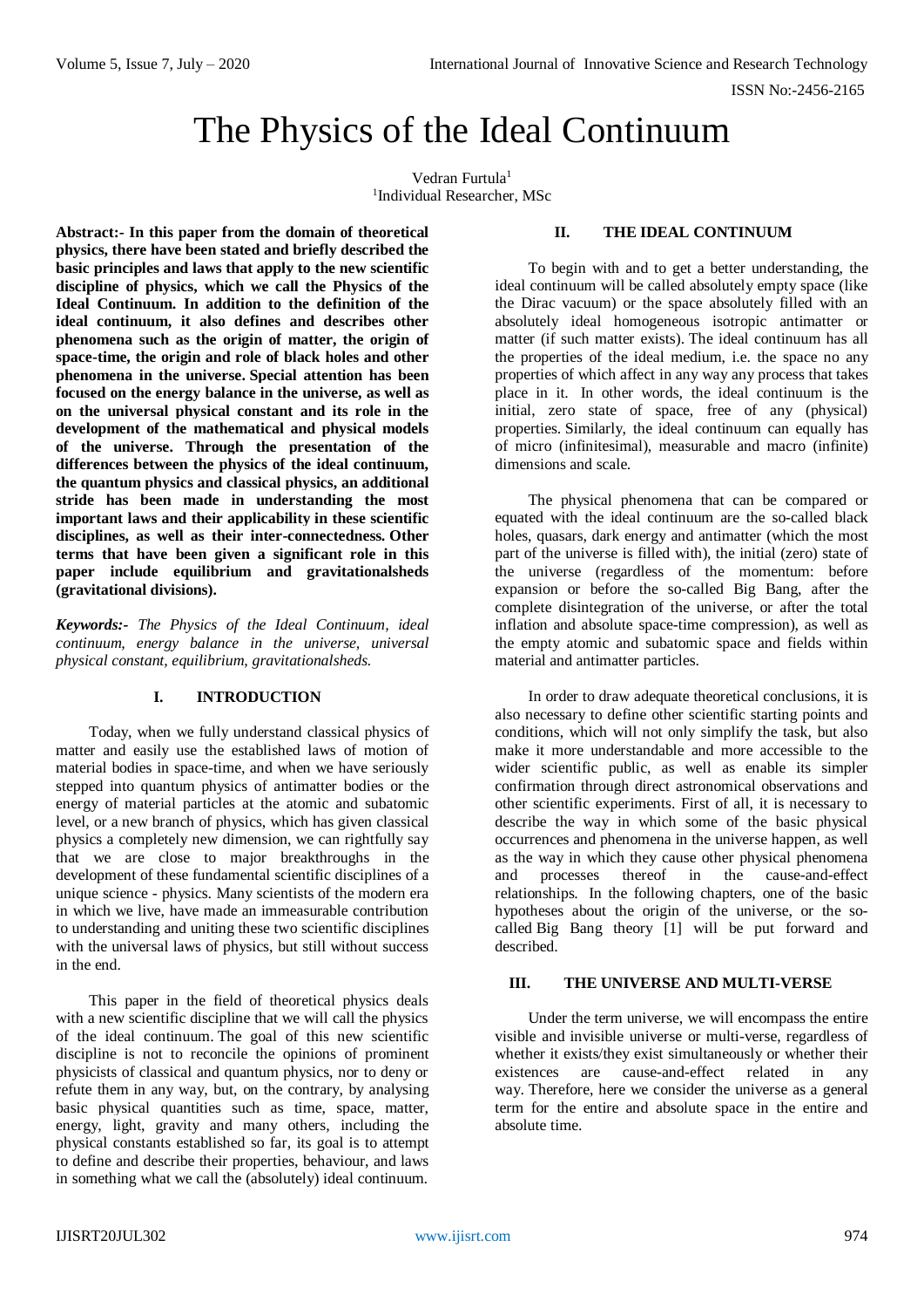# The Physics of the Ideal Continuum

Vedran Furtula[1]

[1]Individual Researcher, MSc

**Abstract:- In this paper from the domain of theoretical physics, there have been stated and briefly described the basic principles and laws that apply to the new scientific discipline of physics, which we call the Physics of the Ideal Continuum. In addition to the definition of the ideal continuum, it also defines and describes other phenomena such as the origin of matter, the origin of space-time, the origin and role of black holes and other phenomena in the universe. Special attention has been focused on the energy balance in the universe, as well as on the universal physical constant and its role in the development of the mathematical and physical models of the universe. Through the presentation of the differences between the physics of the ideal continuum, the quantum physics and classical physics, an additional stride has been made in understanding the most important laws and their applicability in these scientific disciplines, as well as their inter-connectedness. Other terms that have been given a significant role in this paper include equilibrium and gravitationalsheds (gravitational divisions).**

***Keywords:-** The Physics of the Ideal Continuum, ideal continuum, energy balance in the universe, universal physical constant, equilibrium, gravitationalsheds.*

## I. INTRODUCTION

Today, when we fully understand classical physics of matter and easily use the established laws of motion of material bodies in space-time, and when we have seriously stepped into quantum physics of antimatter bodies or the energy of material particles at the atomic and subatomic level, or a new branch of physics, which has given classical physics a completely new dimension, we can rightfully say that we are close to major breakthroughs in the development of these fundamental scientific disciplines of a unique science - physics. Many scientists of the modern era in which we live, have made an immeasurable contribution to understanding and uniting these two scientific disciplines with the universal laws of physics, but still without success in the end.

This paper in the field of theoretical physics deals with a new scientific discipline that we will call the physics of the ideal continuum. The goal of this new scientific discipline is not to reconcile the opinions of prominent physicists of classical and quantum physics, nor to deny or refute them in any way, but, on the contrary, by analysing basic physical quantities such as time, space, matter, energy, light, gravity and many others, including the physical constants established so far, its goal is to attempt to define and describe their properties, behaviour, and laws in something what we call the (absolutely) ideal continuum.

## II. THE IDEAL CONTINUUM

To begin with and to get a better understanding, the ideal continuum will be called absolutely empty space (like the Dirac vacuum) or the space absolutely filled with an absolutely ideal homogeneous isotropic antimatter or matter (if such matter exists). The ideal continuum has all the properties of the ideal medium, i.e. the space no any properties of which affect in any way any process that takes place in it. In other words, the ideal continuum is the initial, zero state of space, free of any (physical) properties. Similarly, the ideal continuum can equally has of micro (infinitesimal), measurable and macro (infinite) dimensions and scale.

The physical phenomena that can be compared or equated with the ideal continuum are the so-called black holes, quasars, dark energy and antimatter (which the most part of the universe is filled with), the initial (zero) state of the universe (regardless of the momentum: before expansion or before the so-called Big Bang, after the complete disintegration of the universe, or after the total inflation and absolute space-time compression), as well as the empty atomic and subatomic space and fields within material and antimatter particles.

In order to draw adequate theoretical conclusions, it is also necessary to define other scientific starting points and conditions, which will not only simplify the task, but also make it more understandable and more accessible to the wider scientific public, as well as enable its simpler confirmation through direct astronomical observations and other scientific experiments. First of all, it is necessary to describe the way in which some of the basic physical occurrences and phenomena in the universe happen, as well as the way in which they cause other physical phenomena and processes thereof in the cause-and-effect relationships. In the following chapters, one of the basic hypotheses about the origin of the universe, or the so-called Big Bang theory [1] will be put forward and described.

## III. THE UNIVERSE AND MULTI-VERSE

Under the term universe, we will encompass the entire visible and invisible universe or multi-verse, regardless of whether it exists/they exist simultaneously or whether their existences are cause-and-effect related in any way. Therefore, here we consider the universe as a general term for the entire and absolute space in the entire and absolute time.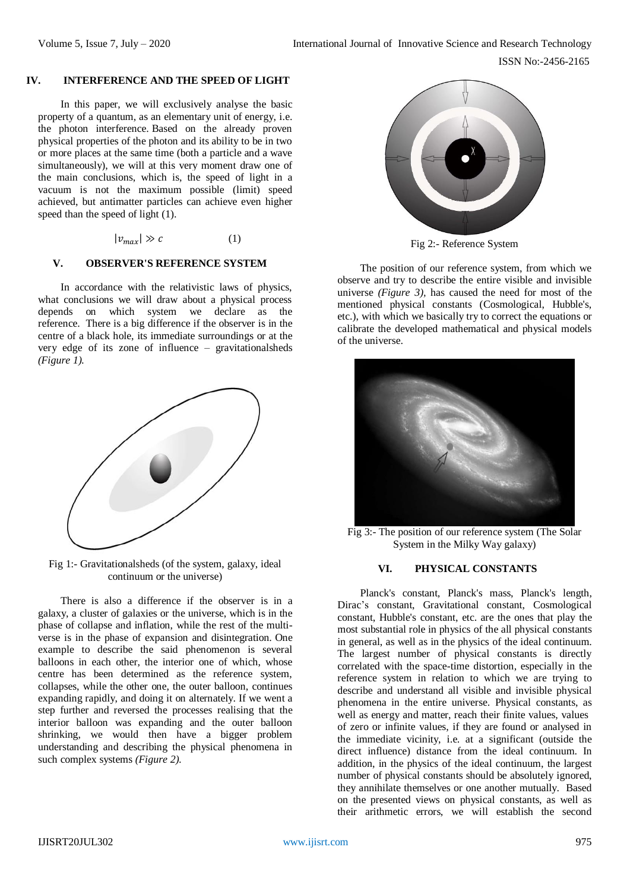## IV. INTERFERENCE AND THE SPEED OF LIGHT

In this paper, we will exclusively analyse the basic property of a quantum, as an elementary unit of energy, i.e. the photon interference. Based on the already proven physical properties of the photon and its ability to be in two or more places at the same time (both a particle and a wave simultaneously), we will at this very moment draw one of the main conclusions, which is, the speed of light in a vacuum is not the maximum possible (limit) speed achieved, but antimatter particles can achieve even higher speed than the speed of light (1).

$$|v_{max}| \gg c \qquad (1)$$

## V. OBSERVER'S REFERENCE SYSTEM

In accordance with the relativistic laws of physics, what conclusions we will draw about a physical process depends on which system we declare as the reference. There is a big difference if the observer is in the centre of a black hole, its immediate surroundings or at the very edge of its zone of influence – gravitationalsheds *(Figure 1).*

Fig 1:- Gravitationalsheds (of the system, galaxy, ideal continuum or the universe)

There is also a difference if the observer is in a galaxy, a cluster of galaxies or the universe, which is in the phase of collapse and inflation, while the rest of the multi-verse is in the phase of expansion and disintegration. One example to describe the said phenomenon is several balloons in each other, the interior one of which, whose centre has been determined as the reference system, collapses, while the other one, the outer balloon, continues expanding rapidly, and doing it on alternately. If we went a step further and reversed the processes realising that the interior balloon was expanding and the outer balloon shrinking, we would then have a bigger problem understanding and describing the physical phenomena in such complex systems *(Figure 2).*

Fig 2:- Reference System

The position of our reference system, from which we observe and try to describe the entire visible and invisible universe *(Figure 3),* has caused the need for most of the mentioned physical constants (Cosmological, Hubble's, etc.), with which we basically try to correct the equations or calibrate the developed mathematical and physical models of the universe.

Fig 3:- The position of our reference system (The Solar System in the Milky Way galaxy)

## VI. PHYSICAL CONSTANTS

Planck's constant, Planck's mass, Planck's length, Dirac's constant, Gravitational constant, Cosmological constant, Hubble's constant, etc. are the ones that play the most substantial role in physics of the all physical constants in general, as well as in the physics of the ideal continuum. The largest number of physical constants is directly correlated with the space-time distortion, especially in the reference system in relation to which we are trying to describe and understand all visible and invisible physical phenomena in the entire universe. Physical constants, as well as energy and matter, reach their finite values, values of zero or infinite values, if they are found or analysed in the immediate vicinity, i.e. at a significant (outside the direct influence) distance from the ideal continuum. In addition, in the physics of the ideal continuum, the largest number of physical constants should be absolutely ignored, they annihilate themselves or one another mutually. Based on the presented views on physical constants, as well as their arithmetic errors, we will establish the second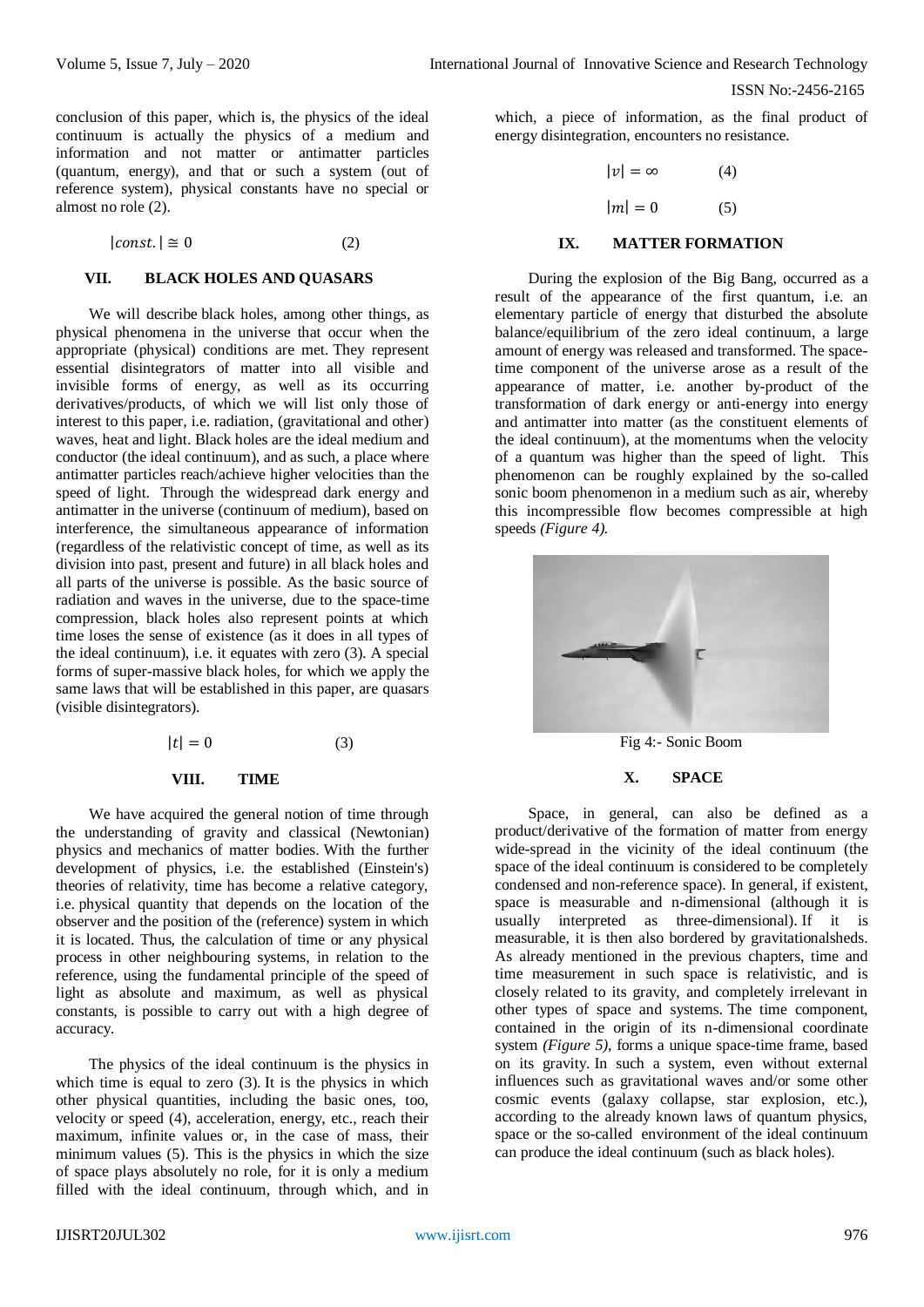conclusion of this paper, which is, the physics of the ideal continuum is actually the physics of a medium and information and not matter or antimatter particles (quantum, energy), and that or such a system (out of reference system), physical constants have no special or almost no role (2).

$$|const.| \cong 0 \tag{2}$$

## VII. BLACK HOLES AND QUASARS

We will describe black holes, among other things, as physical phenomena in the universe that occur when the appropriate (physical) conditions are met. They represent essential disintegrators of matter into all visible and invisible forms of energy, as well as its occurring derivatives/products, of which we will list only those of interest to this paper, i.e. radiation, (gravitational and other) waves, heat and light. Black holes are the ideal medium and conductor (the ideal continuum), and as such, a place where antimatter particles reach/achieve higher velocities than the speed of light. Through the widespread dark energy and antimatter in the universe (continuum of medium), based on interference, the simultaneous appearance of information (regardless of the relativistic concept of time, as well as its division into past, present and future) in all black holes and all parts of the universe is possible. As the basic source of radiation and waves in the universe, due to the space-time compression, black holes also represent points at which time loses the sense of existence (as it does in all types of the ideal continuum), i.e. it equates with zero (3). A special forms of super-massive black holes, for which we apply the same laws that will be established in this paper, are quasars (visible disintegrators).

$$|t| = 0 \tag{3}$$

## VIII. TIME

We have acquired the general notion of time through the understanding of gravity and classical (Newtonian) physics and mechanics of matter bodies. With the further development of physics, i.e. the established (Einstein's) theories of relativity, time has become a relative category, i.e. physical quantity that depends on the location of the observer and the position of the (reference) system in which it is located. Thus, the calculation of time or any physical process in other neighbouring systems, in relation to the reference, using the fundamental principle of the speed of light as absolute and maximum, as well as physical constants, is possible to carry out with a high degree of accuracy.

The physics of the ideal continuum is the physics in which time is equal to zero (3). It is the physics in which other physical quantities, including the basic ones, too, velocity or speed (4), acceleration, energy, etc., reach their maximum, infinite values or, in the case of mass, their minimum values (5). This is the physics in which the size of space plays absolutely no role, for it is only a medium filled with the ideal continuum, through which, and in which, a piece of information, as the final product of energy disintegration, encounters no resistance.

$$|v| = \infty \tag{4}$$

$$|m| = 0 \tag{5}$$

## IX. MATTER FORMATION

During the explosion of the Big Bang, occurred as a result of the appearance of the first quantum, i.e. an elementary particle of energy that disturbed the absolute balance/equilibrium of the zero ideal continuum, a large amount of energy was released and transformed. The space-time component of the universe arose as a result of the appearance of matter, i.e. another by-product of the transformation of dark energy or anti-energy into energy and antimatter into matter (as the constituent elements of the ideal continuum), at the momentums when the velocity of a quantum was higher than the speed of light. This phenomenon can be roughly explained by the so-called sonic boom phenomenon in a medium such as air, whereby this incompressible flow becomes compressible at high speeds *(Figure 4)*.

Fig 4:- Sonic Boom

## X. SPACE

Space, in general, can also be defined as a product/derivative of the formation of matter from energy wide-spread in the vicinity of the ideal continuum (the space of the ideal continuum is considered to be completely condensed and non-reference space). In general, if existent, space is measurable and n-dimensional (although it is usually interpreted as three-dimensional). If it is measurable, it is then also bordered by gravitationalsheds. As already mentioned in the previous chapters, time and time measurement in such space is relativistic, and is closely related to its gravity, and completely irrelevant in other types of space and systems. The time component, contained in the origin of its n-dimensional coordinate system *(Figure 5)*, forms a unique space-time frame, based on its gravity. In such a system, even without external influences such as gravitational waves and/or some other cosmic events (galaxy collapse, star explosion, etc.), according to the already known laws of quantum physics, space or the so-called environment of the ideal continuum can produce the ideal continuum (such as black holes).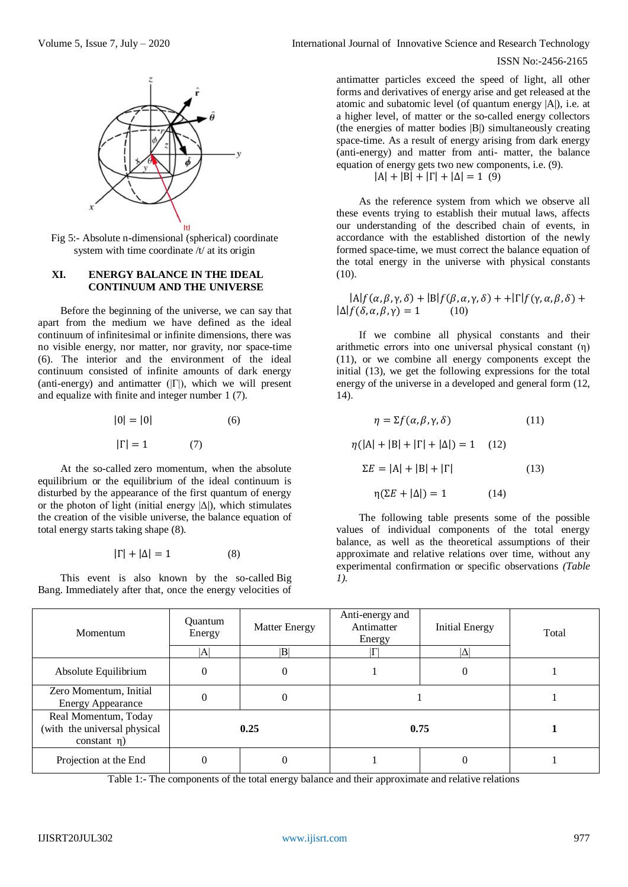Fig 5:- Absolute n-dimensional (spherical) coordinate system with time coordinate /t/ at its origin

## XI. ENERGY BALANCE IN THE IDEAL CONTINUUM AND THE UNIVERSE

Before the beginning of the universe, we can say that apart from the medium we have defined as the ideal continuum of infinitesimal or infinite dimensions, there was no visible energy, nor matter, nor gravity, nor space-time (6). The interior and the environment of the ideal continuum consisted of infinite amounts of dark energy (anti-energy) and antimatter ($|\Gamma|$), which we will present and equalize with finite and integer number 1 (7).

$$|0| = |0| \qquad (6)$$

$$|\Gamma| = 1 \qquad (7)$$

At the so-called zero momentum, when the absolute equilibrium or the equilibrium of the ideal continuum is disturbed by the appearance of the first quantum of energy or the photon of light (initial energy $|\Delta|$), which stimulates the creation of the visible universe, the balance equation of total energy starts taking shape (8).

$$|\Gamma| + |\Delta| = 1 \qquad (8)$$

This event is also known by the so-called Big Bang. Immediately after that, once the energy velocities of antimatter particles exceed the speed of light, all other forms and derivatives of energy arise and get released at the atomic and subatomic level (of quantum energy $|A|$), i.e. at a higher level, of matter or the so-called energy collectors (the energies of matter bodies $|B|$) simultaneously creating space-time. As a result of energy arising from dark energy (anti-energy) and matter from anti- matter, the balance equation of energy gets two new components, i.e. (9).

$$|A| + |B| + |\Gamma| + |\Delta| = 1 \quad (9)$$

As the reference system from which we observe all these events trying to establish their mutual laws, affects our understanding of the described chain of events, in accordance with the established distortion of the newly formed space-time, we must correct the balance equation of the total energy in the universe with physical constants (10).

$$|A| f(\alpha,\beta,\gamma,\delta) + |B| f(\beta,\alpha,\gamma,\delta) + +|\Gamma| f(\gamma,\alpha,\beta,\delta) + |\Delta| f(\delta,\alpha,\beta,\gamma) = 1 \qquad (10)$$

If we combine all physical constants and their arithmetic errors into one universal physical constant ($\eta$) (11), or we combine all energy components except the initial (13), we get the following expressions for the total energy of the universe in a developed and general form (12, 14).

$$\eta = \Sigma f(\alpha,\beta,\gamma,\delta) \qquad (11)$$

$$\eta(|A| + |B| + |\Gamma| + |\Delta|) = 1 \qquad (12)$$

$$\Sigma E = |A| + |B| + |\Gamma| \qquad (13)$$

$$\eta(\Sigma E + |\Delta|) = 1 \qquad (14)$$

The following table presents some of the possible values of individual components of the total energy balance, as well as the theoretical assumptions of their approximate and relative relations over time, without any experimental confirmation or specific observations *(Table 1).*

| Momentum | Quantum Energy | Matter Energy | Anti-energy and Antimatter Energy | Initial Energy | Total |
|---|---|---|---|---|---|
| | $\|A\|$ | $\|B\|$ | $\|\Gamma\|$ | $\|\Delta\|$ | |
| Absolute Equilibrium | 0 | 0 | 1 | 0 | 1 |
| Zero Momentum, Initial Energy Appearance | 0 | 0 | 1 | | 1 |
| Real Momentum, Today (with the universal physical constant $\eta$) | **0.25** | | **0.75** | | **1** |
| Projection at the End | 0 | 0 | 1 | 0 | 1 |

Table 1:- The components of the total energy balance and their approximate and relative relations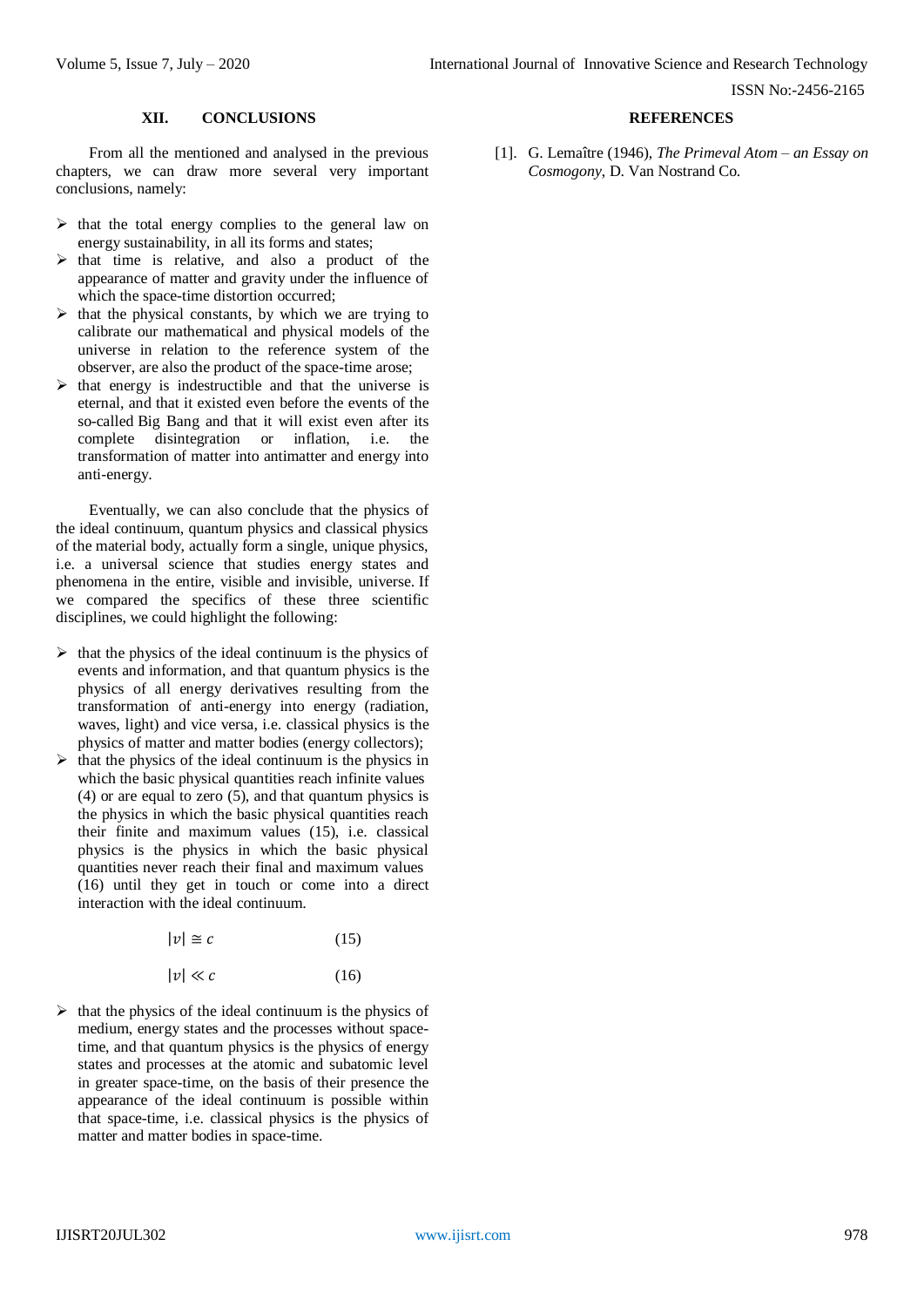## XII. CONCLUSIONS

From all the mentioned and analysed in the previous chapters, we can draw more several very important conclusions, namely:

- that the total energy complies to the general law on energy sustainability, in all its forms and states;
- that time is relative, and also a product of the appearance of matter and gravity under the influence of which the space-time distortion occurred;
- that the physical constants, by which we are trying to calibrate our mathematical and physical models of the universe in relation to the reference system of the observer, are also the product of the space-time arose;
- that energy is indestructible and that the universe is eternal, and that it existed even before the events of the so-called Big Bang and that it will exist even after its complete disintegration or inflation, i.e. the transformation of matter into antimatter and energy into anti-energy.

Eventually, we can also conclude that the physics of the ideal continuum, quantum physics and classical physics of the material body, actually form a single, unique physics, i.e. a universal science that studies energy states and phenomena in the entire, visible and invisible, universe. If we compared the specifics of these three scientific disciplines, we could highlight the following:

- that the physics of the ideal continuum is the physics of events and information, and that quantum physics is the physics of all energy derivatives resulting from the transformation of anti-energy into energy (radiation, waves, light) and vice versa, i.e. classical physics is the physics of matter and matter bodies (energy collectors);
- that the physics of the ideal continuum is the physics in which the basic physical quantities reach infinite values (4) or are equal to zero (5), and that quantum physics is the physics in which the basic physical quantities reach their finite and maximum values (15), i.e. classical physics is the physics in which the basic physical quantities never reach their final and maximum values (16) until they get in touch or come into a direct interaction with the ideal continuum.

$$|v| \cong c \qquad (15)$$

$$|v| \ll c \qquad (16)$$

- that the physics of the ideal continuum is the physics of medium, energy states and the processes without space-time, and that quantum physics is the physics of energy states and processes at the atomic and subatomic level in greater space-time, on the basis of their presence the appearance of the ideal continuum is possible within that space-time, i.e. classical physics is the physics of matter and matter bodies in space-time.

## REFERENCES

[1]. G. Lemaître (1946), *The Primeval Atom – an Essay on Cosmogony*, D. Van Nostrand Co.